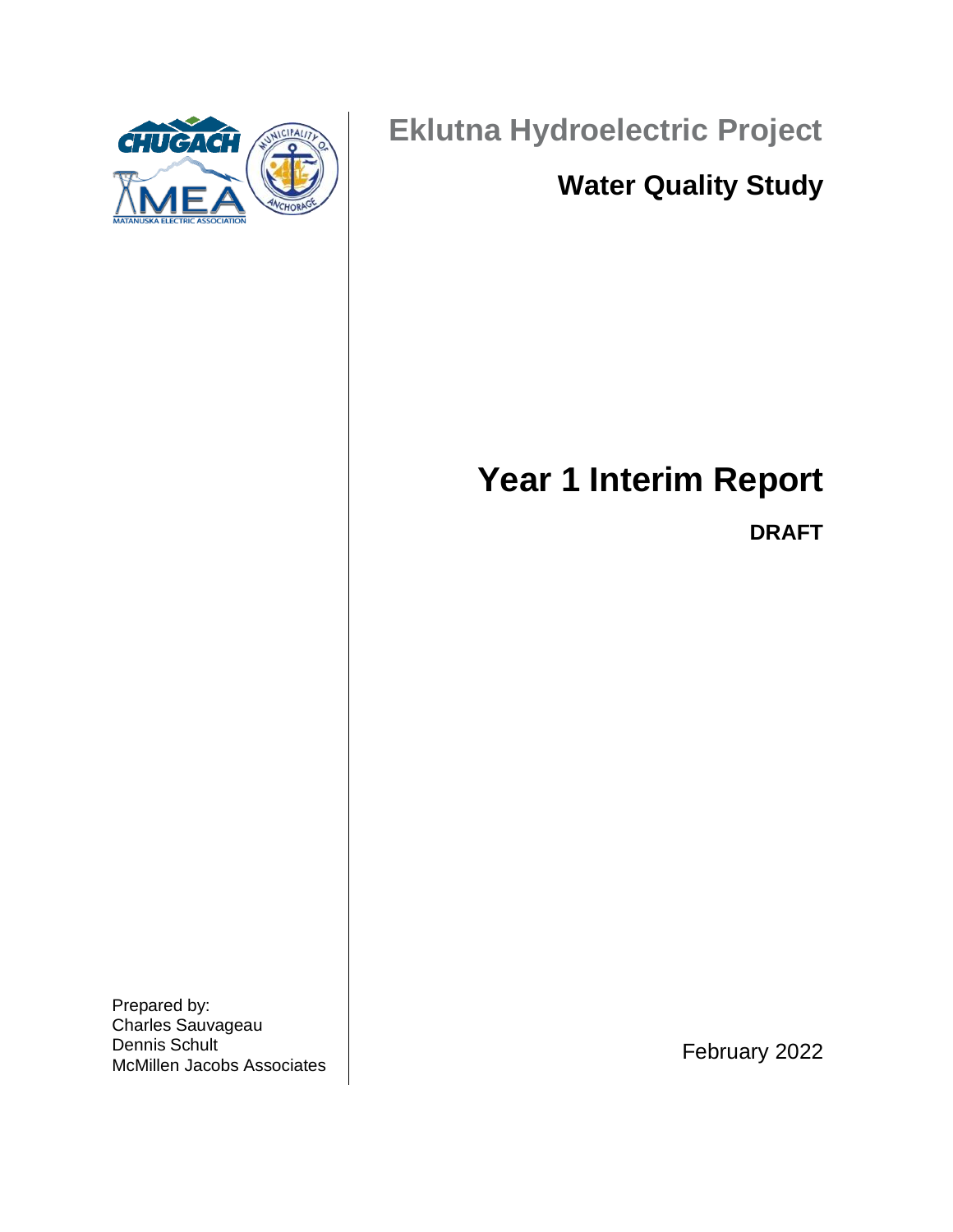# Eklutna Hydroelectric Project

## Water Quality Study

# Year 1 Interim Report

**DRAFT**

Prepared by:
Charles Sauvageau
Dennis Schult
McMillen Jacobs Associates

February 2022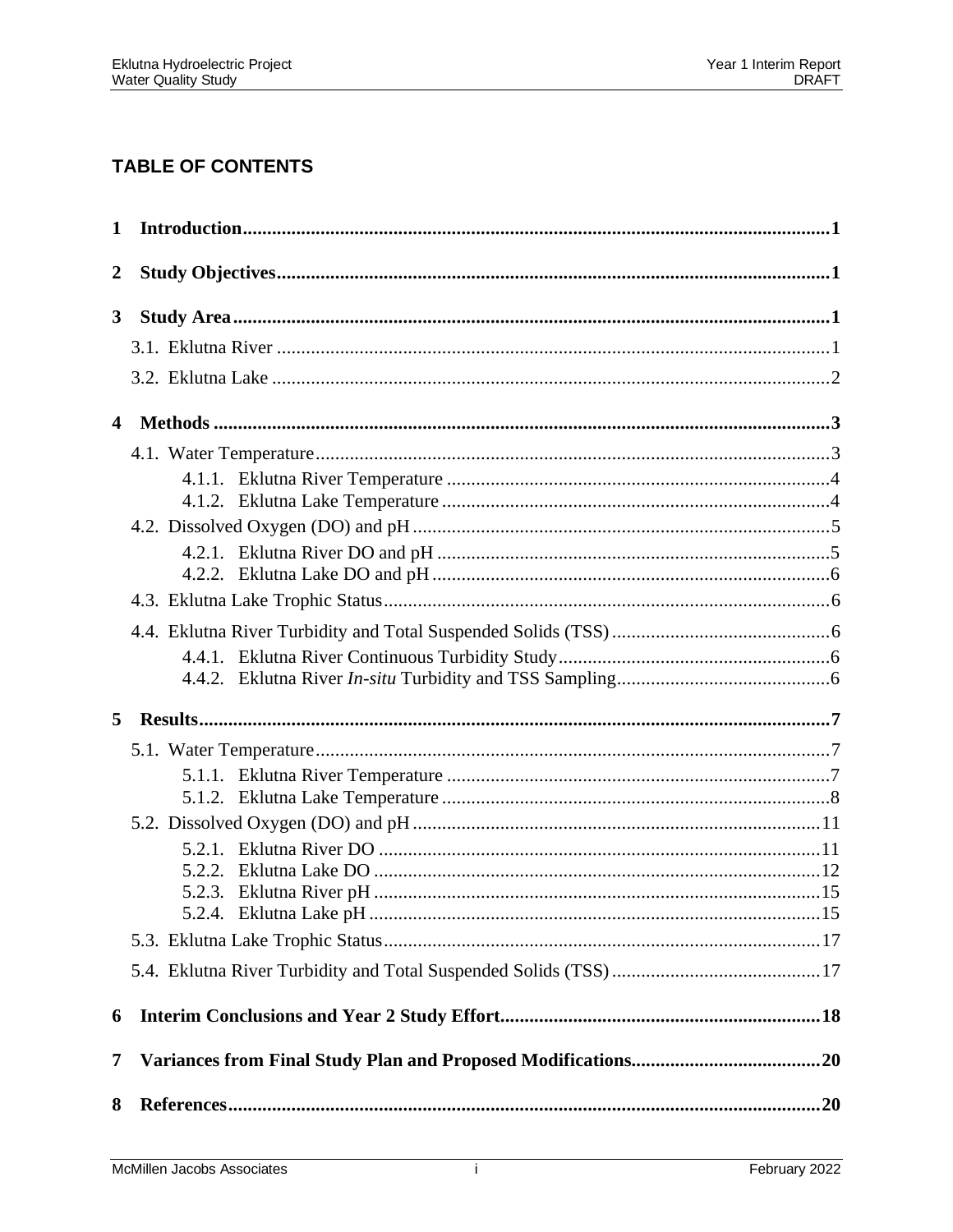## TABLE OF CONTENTS

**1 Introduction ........................................................................................................ 1**

**2 Study Objectives ................................................................................................ 1**

**3 Study Area .......................................................................................................... 1**

3.1. Eklutna River ........................................................................................................ 1

3.2. Eklutna Lake ......................................................................................................... 2

**4 Methods ............................................................................................................. 3**

4.1. Water Temperature ................................................................................................ 3

4.1.1. Eklutna River Temperature ............................................................................... 4

4.1.2. Eklutna Lake Temperature ................................................................................ 4

4.2. Dissolved Oxygen (DO) and pH ........................................................................... 5

4.2.1. Eklutna River DO and pH .................................................................................. 5

4.2.2. Eklutna Lake DO and pH ................................................................................... 6

4.3. Eklutna Lake Trophic Status ................................................................................. 6

4.4. Eklutna River Turbidity and Total Suspended Solids (TSS) ................................. 6

4.4.1. Eklutna River Continuous Turbidity Study ......................................................... 6

4.4.2. Eklutna River *In-situ* Turbidity and TSS Sampling .......................................... 6

**5 Results ................................................................................................................ 7**

5.1. Water Temperature ................................................................................................ 7

5.1.1. Eklutna River Temperature ............................................................................... 7

5.1.2. Eklutna Lake Temperature ................................................................................ 8

5.2. Dissolved Oxygen (DO) and pH ......................................................................... 11

5.2.1. Eklutna River DO ............................................................................................ 11

5.2.2. Eklutna Lake DO ............................................................................................. 12

5.2.3. Eklutna River pH ............................................................................................. 15

5.2.4. Eklutna Lake pH .............................................................................................. 15

5.3. Eklutna Lake Trophic Status ............................................................................... 17

5.4. Eklutna River Turbidity and Total Suspended Solids (TSS) ............................... 17

**6 Interim Conclusions and Year 2 Study Effort ................................................. 18**

**7 Variances from Final Study Plan and Proposed Modifications ..................... 20**

**8 References ........................................................................................................ 20**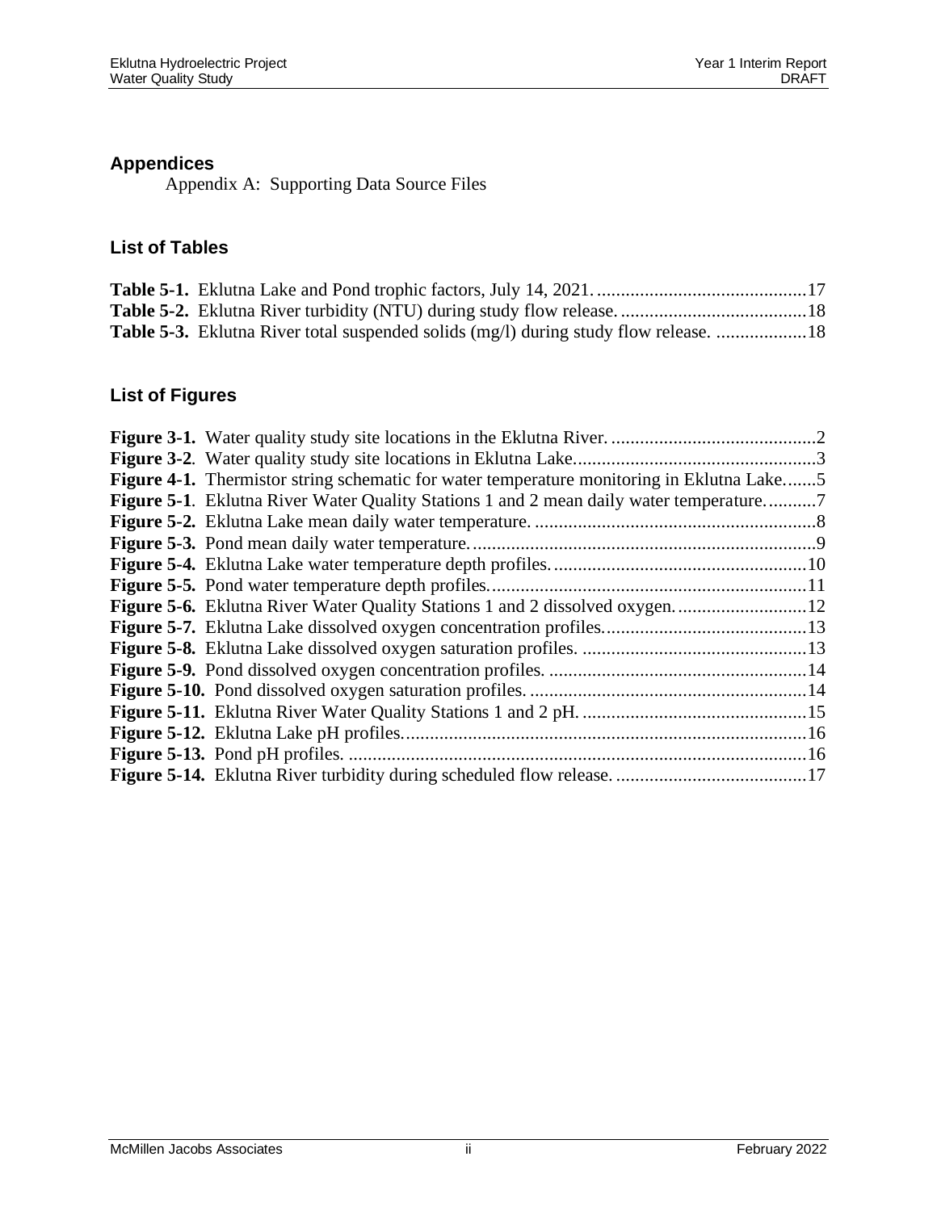## Appendices

Appendix A: Supporting Data Source Files

## List of Tables

**Table 5-1.** Eklutna Lake and Pond trophic factors, July 14, 2021. ............................................17
**Table 5-2.** Eklutna River turbidity (NTU) during study flow release. .......................................18
**Table 5-3.** Eklutna River total suspended solids (mg/l) during study flow release. ...................18

## List of Figures

**Figure 3-1.** Water quality study site locations in the Eklutna River. ...........................................2
**Figure 3-2**. Water quality study site locations in Eklutna Lake...................................................3
**Figure 4-1.** Thermistor string schematic for water temperature monitoring in Eklutna Lake.......5
**Figure 5-1**. Eklutna River Water Quality Stations 1 and 2 mean daily water temperature...........7
**Figure 5-2.** Eklutna Lake mean daily water temperature. ...........................................................8
**Figure 5-3.** Pond mean daily water temperature........................................................................9
**Figure 5-4.** Eklutna Lake water temperature depth profiles......................................................10
**Figure 5-5.** Pond water temperature depth profiles..................................................................11
**Figure 5-6.** Eklutna River Water Quality Stations 1 and 2 dissolved oxygen...........................12
**Figure 5-7.** Eklutna Lake dissolved oxygen concentration profiles...........................................13
**Figure 5-8.** Eklutna Lake dissolved oxygen saturation profiles. ...............................................13
**Figure 5-9.** Pond dissolved oxygen concentration profiles. ......................................................14
**Figure 5-10.** Pond dissolved oxygen saturation profiles. ..........................................................14
**Figure 5-11.** Eklutna River Water Quality Stations 1 and 2 pH. ...............................................15
**Figure 5-12.** Eklutna Lake pH profiles.....................................................................................16
**Figure 5-13.** Pond pH profiles. ................................................................................................16
**Figure 5-14.** Eklutna River turbidity during scheduled flow release. ........................................17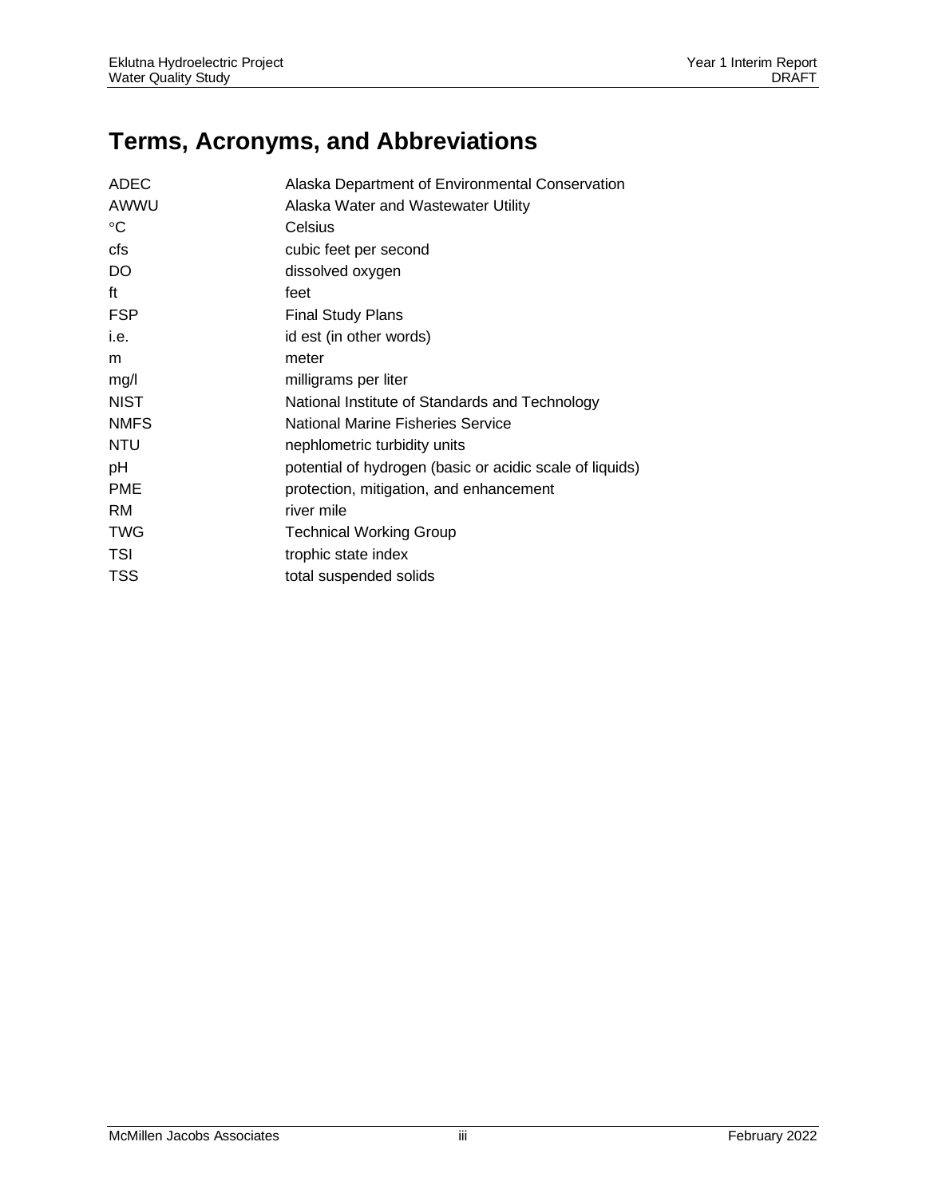# Terms, Acronyms, and Abbreviations

| | |
|---|---|
| ADEC | Alaska Department of Environmental Conservation |
| AWWU | Alaska Water and Wastewater Utility |
| °C | Celsius |
| cfs | cubic feet per second |
| DO | dissolved oxygen |
| ft | feet |
| FSP | Final Study Plans |
| i.e. | id est (in other words) |
| m | meter |
| mg/l | milligrams per liter |
| NIST | National Institute of Standards and Technology |
| NMFS | National Marine Fisheries Service |
| NTU | nephlometric turbidity units |
| pH | potential of hydrogen (basic or acidic scale of liquids) |
| PME | protection, mitigation, and enhancement |
| RM | river mile |
| TWG | Technical Working Group |
| TSI | trophic state index |
| TSS | total suspended solids |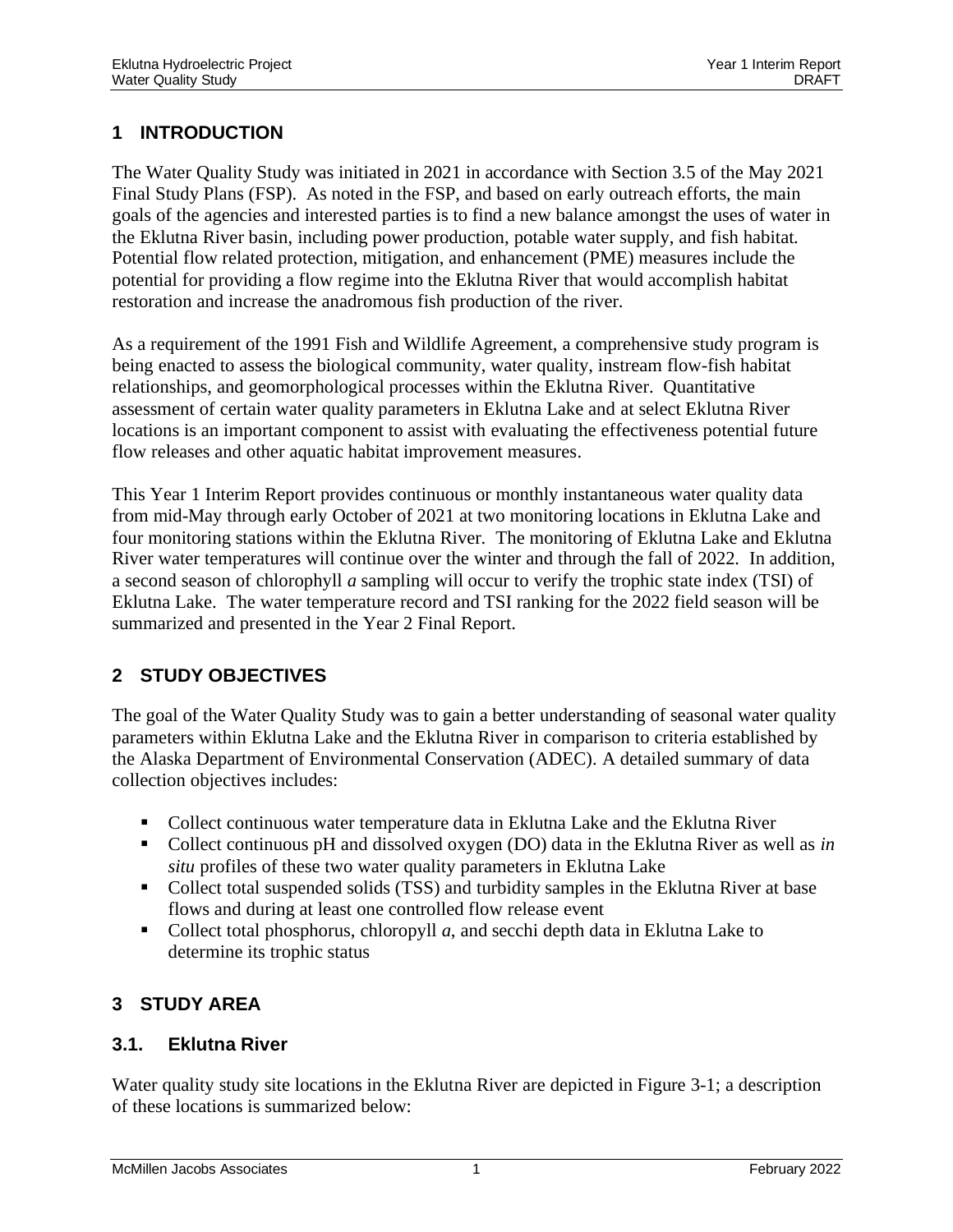# 1 INTRODUCTION

The Water Quality Study was initiated in 2021 in accordance with Section 3.5 of the May 2021 Final Study Plans (FSP). As noted in the FSP, and based on early outreach efforts, the main goals of the agencies and interested parties is to find a new balance amongst the uses of water in the Eklutna River basin, including power production, potable water supply, and fish habitat. Potential flow related protection, mitigation, and enhancement (PME) measures include the potential for providing a flow regime into the Eklutna River that would accomplish habitat restoration and increase the anadromous fish production of the river.

As a requirement of the 1991 Fish and Wildlife Agreement, a comprehensive study program is being enacted to assess the biological community, water quality, instream flow-fish habitat relationships, and geomorphological processes within the Eklutna River. Quantitative assessment of certain water quality parameters in Eklutna Lake and at select Eklutna River locations is an important component to assist with evaluating the effectiveness potential future flow releases and other aquatic habitat improvement measures.

This Year 1 Interim Report provides continuous or monthly instantaneous water quality data from mid-May through early October of 2021 at two monitoring locations in Eklutna Lake and four monitoring stations within the Eklutna River. The monitoring of Eklutna Lake and Eklutna River water temperatures will continue over the winter and through the fall of 2022. In addition, a second season of chlorophyll *a* sampling will occur to verify the trophic state index (TSI) of Eklutna Lake. The water temperature record and TSI ranking for the 2022 field season will be summarized and presented in the Year 2 Final Report.

# 2 STUDY OBJECTIVES

The goal of the Water Quality Study was to gain a better understanding of seasonal water quality parameters within Eklutna Lake and the Eklutna River in comparison to criteria established by the Alaska Department of Environmental Conservation (ADEC). A detailed summary of data collection objectives includes:

- Collect continuous water temperature data in Eklutna Lake and the Eklutna River
- Collect continuous pH and dissolved oxygen (DO) data in the Eklutna River as well as *in situ* profiles of these two water quality parameters in Eklutna Lake
- Collect total suspended solids (TSS) and turbidity samples in the Eklutna River at base flows and during at least one controlled flow release event
- Collect total phosphorus, chloropyll *a*, and secchi depth data in Eklutna Lake to determine its trophic status

# 3 STUDY AREA

## 3.1. Eklutna River

Water quality study site locations in the Eklutna River are depicted in Figure 3-1; a description of these locations is summarized below: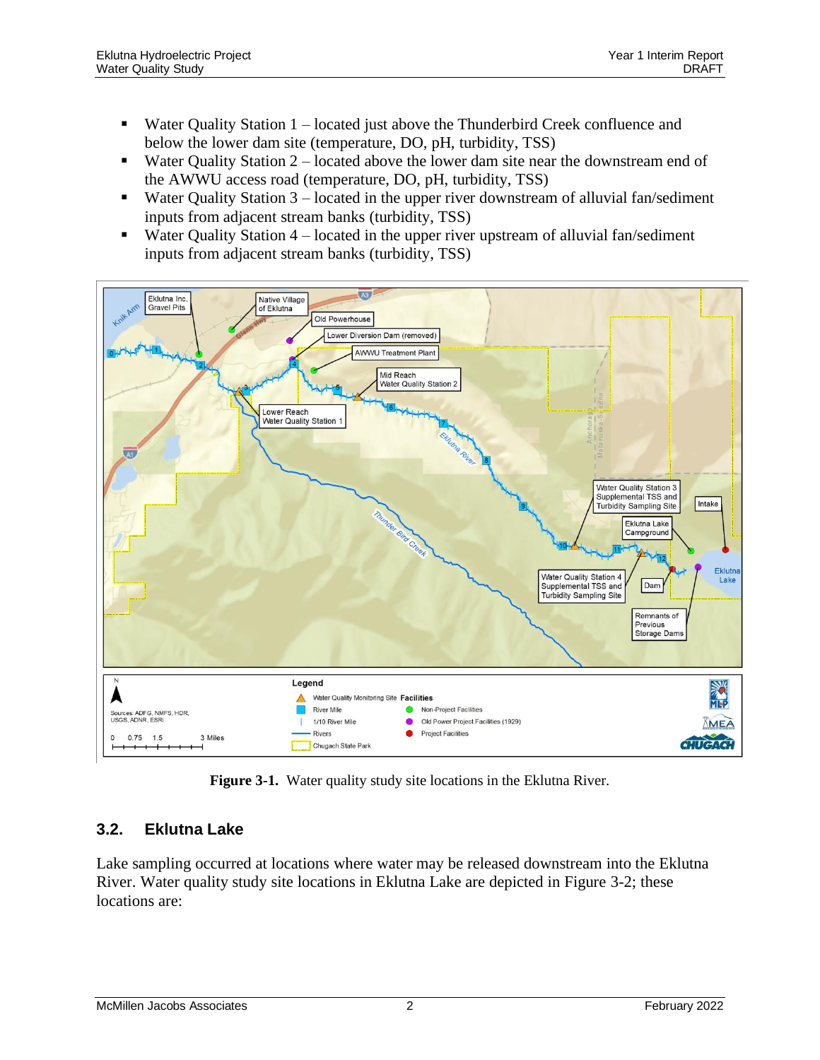- Water Quality Station 1 – located just above the Thunderbird Creek confluence and below the lower dam site (temperature, DO, pH, turbidity, TSS)
- Water Quality Station 2 – located above the lower dam site near the downstream end of the AWWU access road (temperature, DO, pH, turbidity, TSS)
- Water Quality Station 3 – located in the upper river downstream of alluvial fan/sediment inputs from adjacent stream banks (turbidity, TSS)
- Water Quality Station 4 – located in the upper river upstream of alluvial fan/sediment inputs from adjacent stream banks (turbidity, TSS)

**Figure 3-1.** Water quality study site locations in the Eklutna River.

## 3.2. Eklutna Lake

Lake sampling occurred at locations where water may be released downstream into the Eklutna River. Water quality study site locations in Eklutna Lake are depicted in Figure 3-2; these locations are: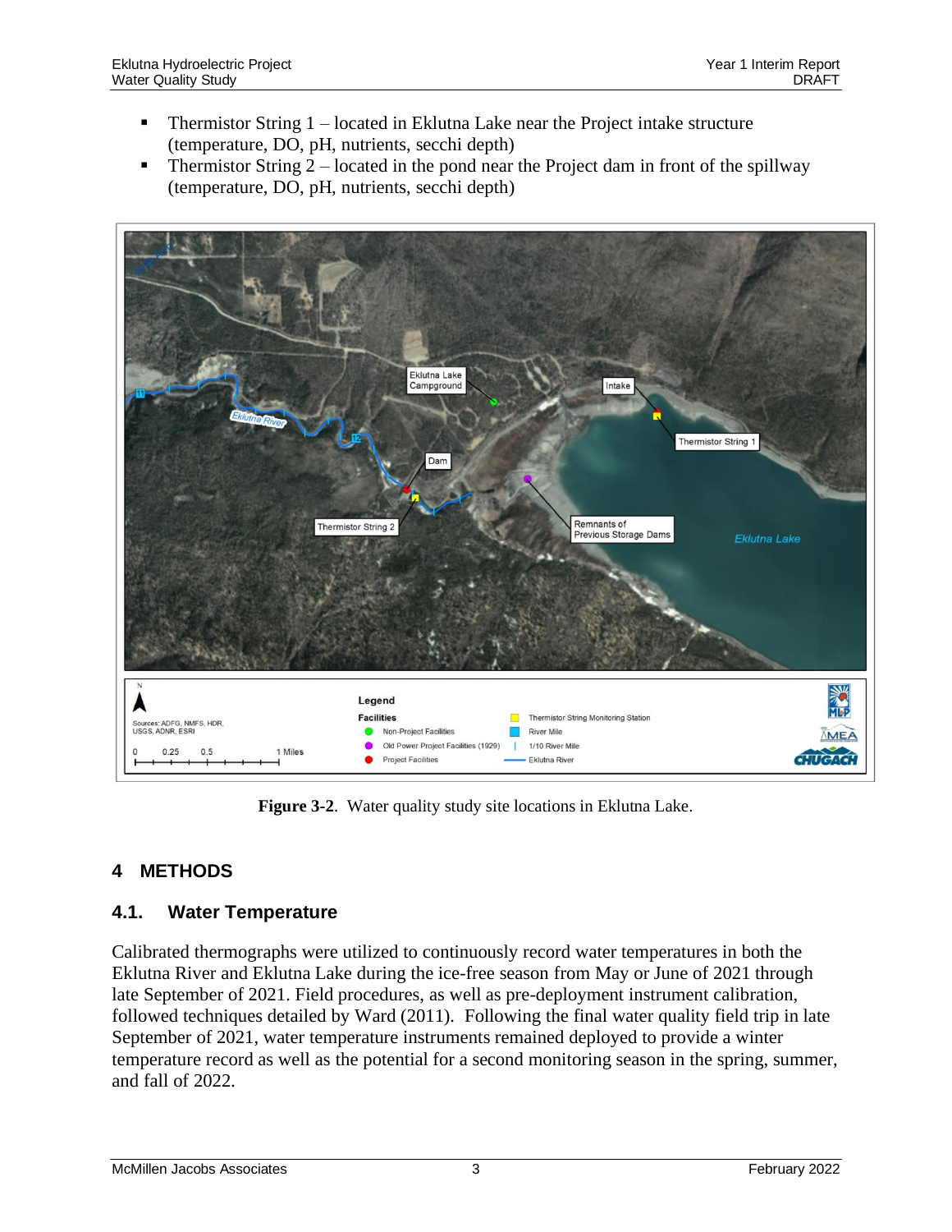- Thermistor String 1 – located in Eklutna Lake near the Project intake structure (temperature, DO, pH, nutrients, secchi depth)
- Thermistor String 2 – located in the pond near the Project dam in front of the spillway (temperature, DO, pH, nutrients, secchi depth)

**Figure 3-2**. Water quality study site locations in Eklutna Lake.

# 4 METHODS

## 4.1. Water Temperature

Calibrated thermographs were utilized to continuously record water temperatures in both the Eklutna River and Eklutna Lake during the ice-free season from May or June of 2021 through late September of 2021. Field procedures, as well as pre-deployment instrument calibration, followed techniques detailed by Ward (2011). Following the final water quality field trip in late September of 2021, water temperature instruments remained deployed to provide a winter temperature record as well as the potential for a second monitoring season in the spring, summer, and fall of 2022.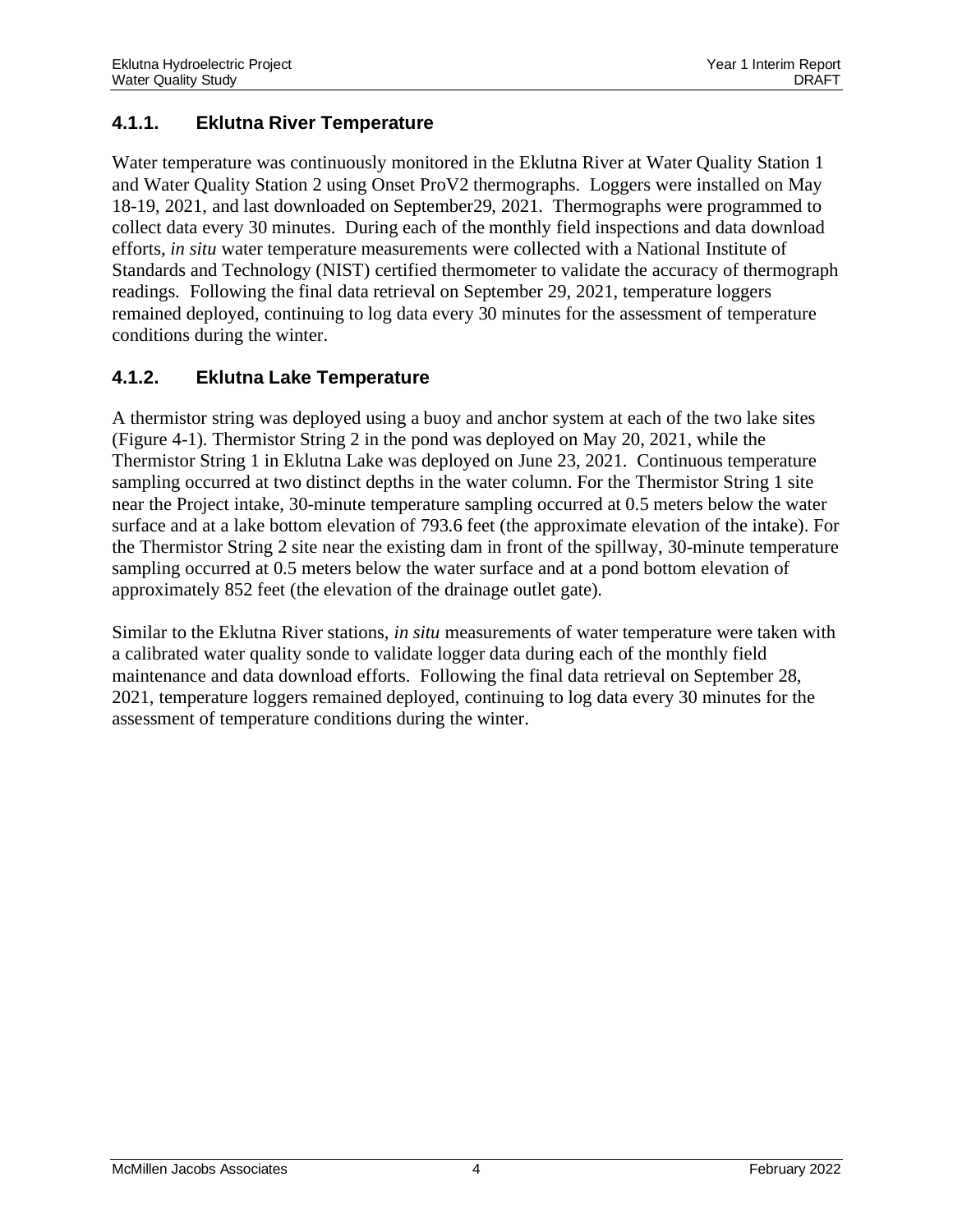### 4.1.1. Eklutna River Temperature

Water temperature was continuously monitored in the Eklutna River at Water Quality Station 1 and Water Quality Station 2 using Onset ProV2 thermographs. Loggers were installed on May 18-19, 2021, and last downloaded on September29, 2021. Thermographs were programmed to collect data every 30 minutes. During each of the monthly field inspections and data download efforts, *in situ* water temperature measurements were collected with a National Institute of Standards and Technology (NIST) certified thermometer to validate the accuracy of thermograph readings. Following the final data retrieval on September 29, 2021, temperature loggers remained deployed, continuing to log data every 30 minutes for the assessment of temperature conditions during the winter.

### 4.1.2. Eklutna Lake Temperature

A thermistor string was deployed using a buoy and anchor system at each of the two lake sites (Figure 4-1). Thermistor String 2 in the pond was deployed on May 20, 2021, while the Thermistor String 1 in Eklutna Lake was deployed on June 23, 2021. Continuous temperature sampling occurred at two distinct depths in the water column. For the Thermistor String 1 site near the Project intake, 30-minute temperature sampling occurred at 0.5 meters below the water surface and at a lake bottom elevation of 793.6 feet (the approximate elevation of the intake). For the Thermistor String 2 site near the existing dam in front of the spillway, 30-minute temperature sampling occurred at 0.5 meters below the water surface and at a pond bottom elevation of approximately 852 feet (the elevation of the drainage outlet gate).

Similar to the Eklutna River stations, *in situ* measurements of water temperature were taken with a calibrated water quality sonde to validate logger data during each of the monthly field maintenance and data download efforts. Following the final data retrieval on September 28, 2021, temperature loggers remained deployed, continuing to log data every 30 minutes for the assessment of temperature conditions during the winter.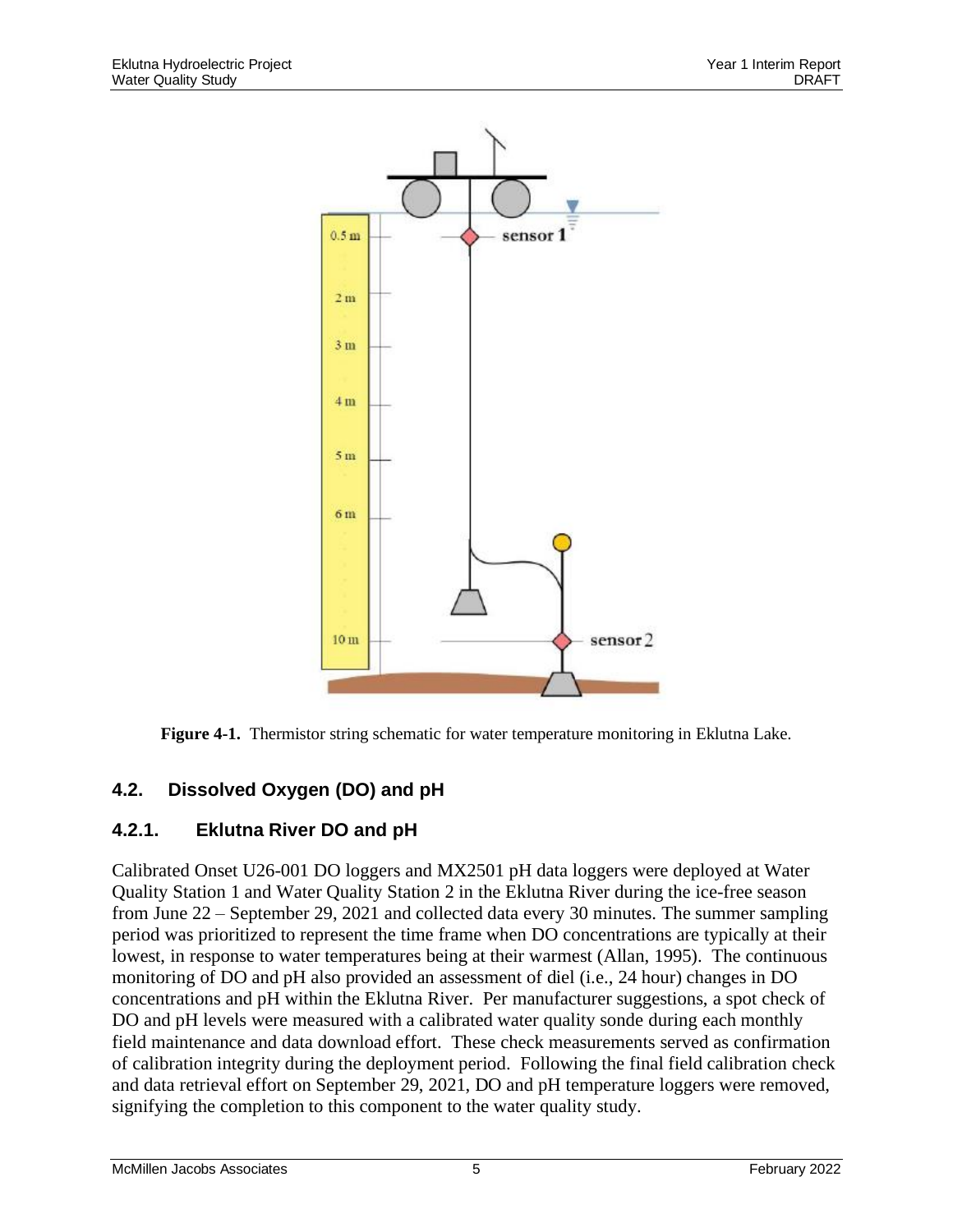Figure 4-1. Thermistor string schematic for water temperature monitoring in Eklutna Lake.

## 4.2. Dissolved Oxygen (DO) and pH

### 4.2.1. Eklutna River DO and pH

Calibrated Onset U26-001 DO loggers and MX2501 pH data loggers were deployed at Water Quality Station 1 and Water Quality Station 2 in the Eklutna River during the ice-free season from June 22 – September 29, 2021 and collected data every 30 minutes. The summer sampling period was prioritized to represent the time frame when DO concentrations are typically at their lowest, in response to water temperatures being at their warmest (Allan, 1995). The continuous monitoring of DO and pH also provided an assessment of diel (i.e., 24 hour) changes in DO concentrations and pH within the Eklutna River. Per manufacturer suggestions, a spot check of DO and pH levels were measured with a calibrated water quality sonde during each monthly field maintenance and data download effort. These check measurements served as confirmation of calibration integrity during the deployment period. Following the final field calibration check and data retrieval effort on September 29, 2021, DO and pH temperature loggers were removed, signifying the completion to this component to the water quality study.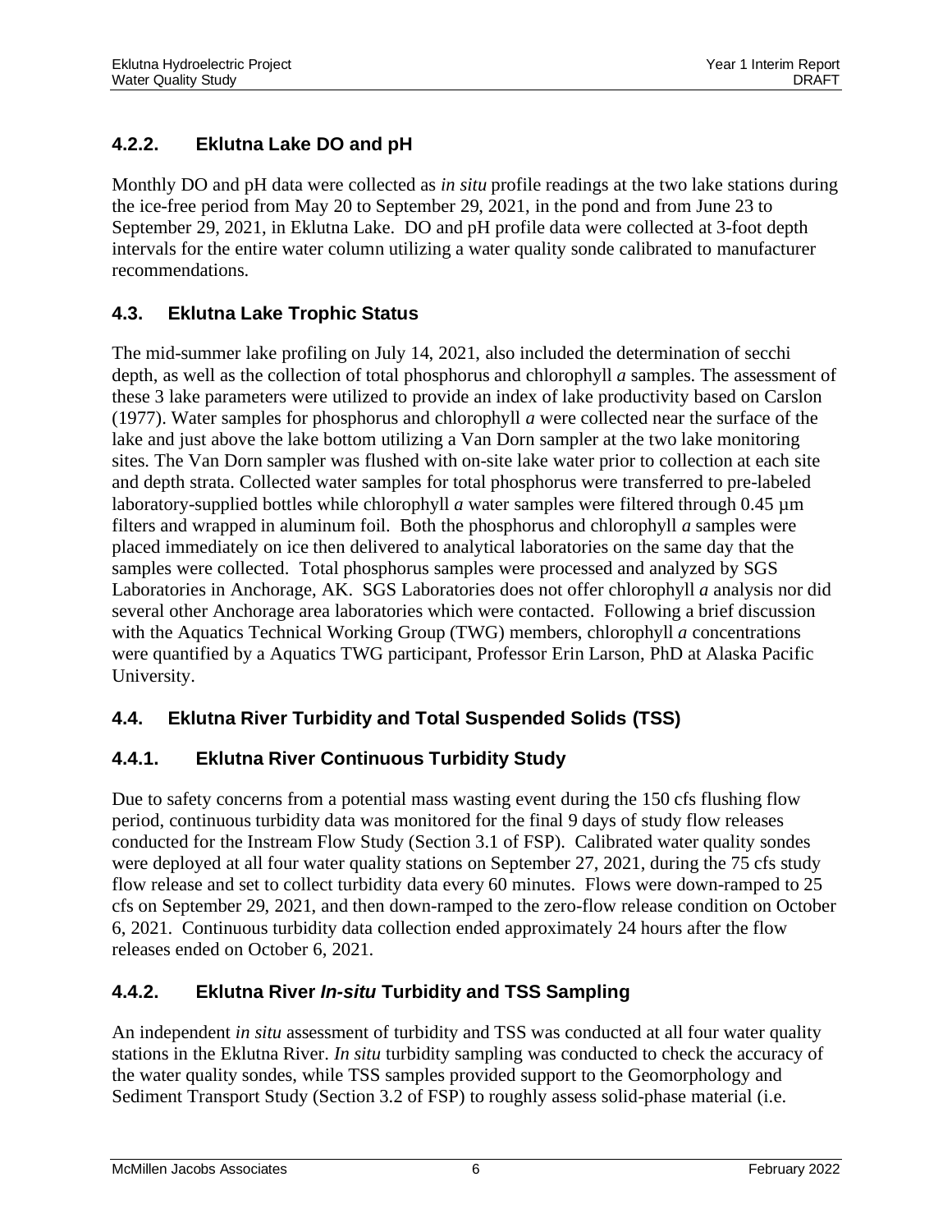### 4.2.2. Eklutna Lake DO and pH

Monthly DO and pH data were collected as *in situ* profile readings at the two lake stations during the ice-free period from May 20 to September 29, 2021, in the pond and from June 23 to September 29, 2021, in Eklutna Lake. DO and pH profile data were collected at 3-foot depth intervals for the entire water column utilizing a water quality sonde calibrated to manufacturer recommendations.

## 4.3. Eklutna Lake Trophic Status

The mid-summer lake profiling on July 14, 2021, also included the determination of secchi depth, as well as the collection of total phosphorus and chlorophyll *a* samples. The assessment of these 3 lake parameters were utilized to provide an index of lake productivity based on Carslon (1977). Water samples for phosphorus and chlorophyll *a* were collected near the surface of the lake and just above the lake bottom utilizing a Van Dorn sampler at the two lake monitoring sites. The Van Dorn sampler was flushed with on-site lake water prior to collection at each site and depth strata. Collected water samples for total phosphorus were transferred to pre-labeled laboratory-supplied bottles while chlorophyll *a* water samples were filtered through 0.45 µm filters and wrapped in aluminum foil. Both the phosphorus and chlorophyll *a* samples were placed immediately on ice then delivered to analytical laboratories on the same day that the samples were collected. Total phosphorus samples were processed and analyzed by SGS Laboratories in Anchorage, AK. SGS Laboratories does not offer chlorophyll *a* analysis nor did several other Anchorage area laboratories which were contacted. Following a brief discussion with the Aquatics Technical Working Group (TWG) members, chlorophyll *a* concentrations were quantified by a Aquatics TWG participant, Professor Erin Larson, PhD at Alaska Pacific University.

## 4.4. Eklutna River Turbidity and Total Suspended Solids (TSS)

### 4.4.1. Eklutna River Continuous Turbidity Study

Due to safety concerns from a potential mass wasting event during the 150 cfs flushing flow period, continuous turbidity data was monitored for the final 9 days of study flow releases conducted for the Instream Flow Study (Section 3.1 of FSP). Calibrated water quality sondes were deployed at all four water quality stations on September 27, 2021, during the 75 cfs study flow release and set to collect turbidity data every 60 minutes. Flows were down-ramped to 25 cfs on September 29, 2021, and then down-ramped to the zero-flow release condition on October 6, 2021. Continuous turbidity data collection ended approximately 24 hours after the flow releases ended on October 6, 2021.

### 4.4.2. Eklutna River *In-situ* Turbidity and TSS Sampling

An independent *in situ* assessment of turbidity and TSS was conducted at all four water quality stations in the Eklutna River. *In situ* turbidity sampling was conducted to check the accuracy of the water quality sondes, while TSS samples provided support to the Geomorphology and Sediment Transport Study (Section 3.2 of FSP) to roughly assess solid-phase material (i.e.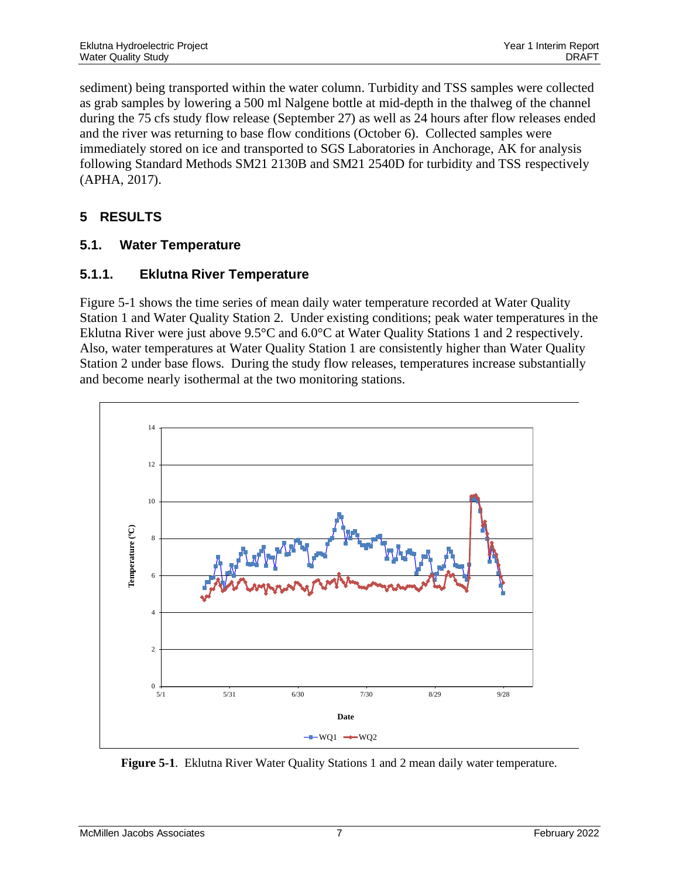sediment) being transported within the water column. Turbidity and TSS samples were collected as grab samples by lowering a 500 ml Nalgene bottle at mid-depth in the thalweg of the channel during the 75 cfs study flow release (September 27) as well as 24 hours after flow releases ended and the river was returning to base flow conditions (October 6). Collected samples were immediately stored on ice and transported to SGS Laboratories in Anchorage, AK for analysis following Standard Methods SM21 2130B and SM21 2540D for turbidity and TSS respectively (APHA, 2017).

# 5 RESULTS

## 5.1. Water Temperature

### 5.1.1. Eklutna River Temperature

Figure 5-1 shows the time series of mean daily water temperature recorded at Water Quality Station 1 and Water Quality Station 2. Under existing conditions; peak water temperatures in the Eklutna River were just above 9.5°C and 6.0°C at Water Quality Stations 1 and 2 respectively. Also, water temperatures at Water Quality Station 1 are consistently higher than Water Quality Station 2 under base flows. During the study flow releases, temperatures increase substantially and become nearly isothermal at the two monitoring stations.

**Figure 5-1**. Eklutna River Water Quality Stations 1 and 2 mean daily water temperature.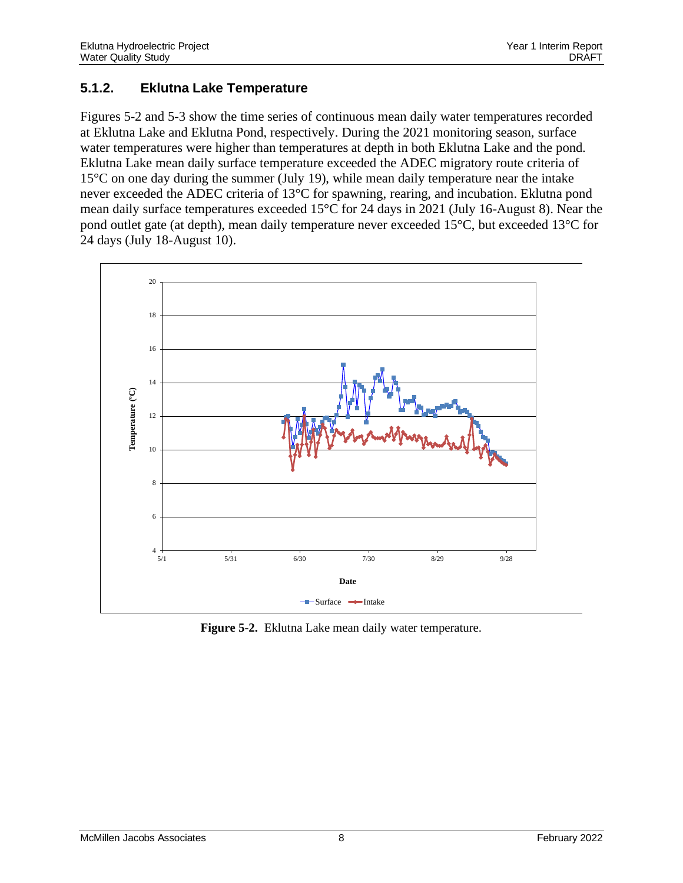### 5.1.2. Eklutna Lake Temperature

Figures 5-2 and 5-3 show the time series of continuous mean daily water temperatures recorded at Eklutna Lake and Eklutna Pond, respectively. During the 2021 monitoring season, surface water temperatures were higher than temperatures at depth in both Eklutna Lake and the pond. Eklutna Lake mean daily surface temperature exceeded the ADEC migratory route criteria of 15°C on one day during the summer (July 19), while mean daily temperature near the intake never exceeded the ADEC criteria of 13°C for spawning, rearing, and incubation. Eklutna pond mean daily surface temperatures exceeded 15°C for 24 days in 2021 (July 16-August 8). Near the pond outlet gate (at depth), mean daily temperature never exceeded 15°C, but exceeded 13°C for 24 days (July 18-August 10).

**Figure 5-2.** Eklutna Lake mean daily water temperature.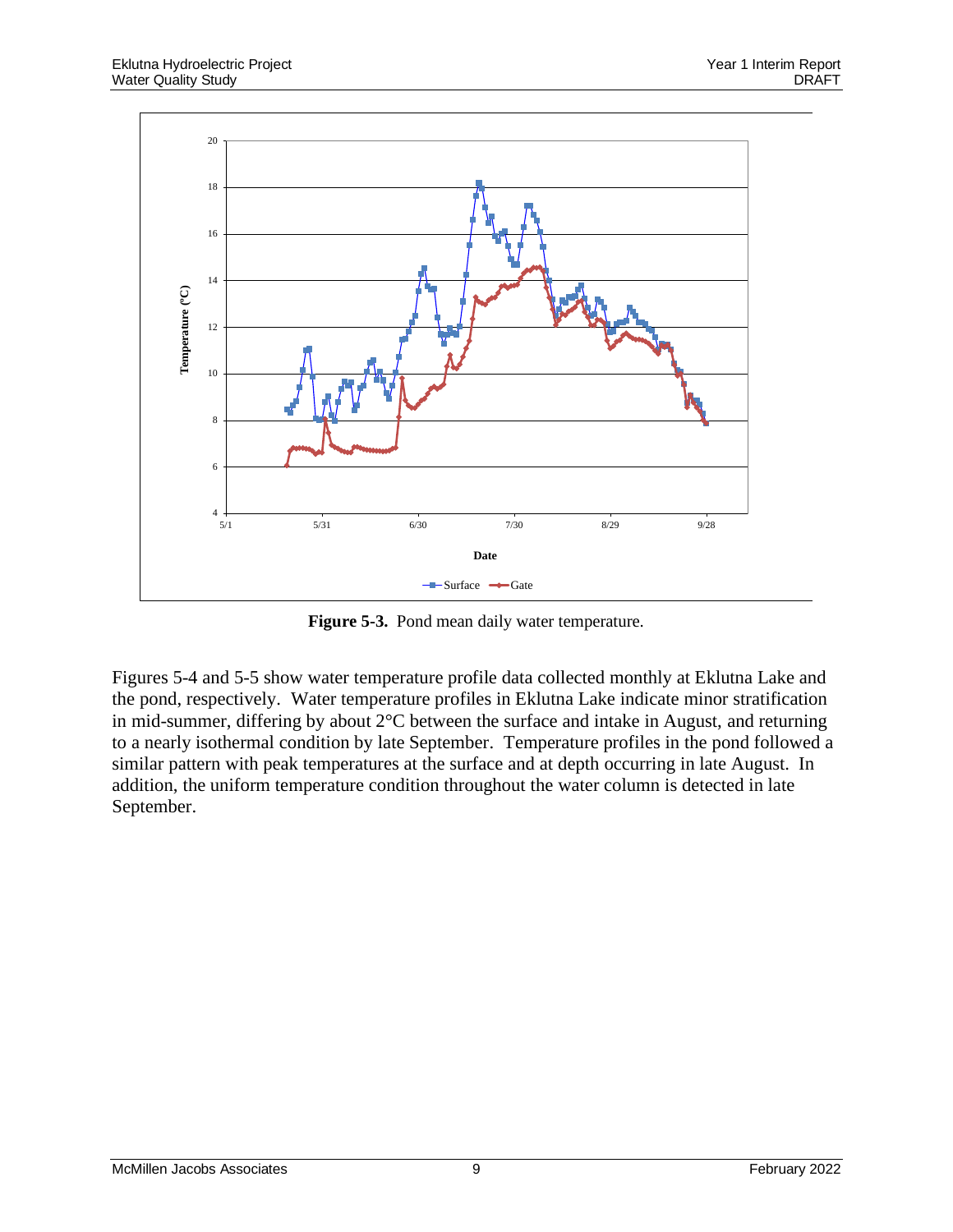**Figure 5-3.** Pond mean daily water temperature.

Figures 5-4 and 5-5 show water temperature profile data collected monthly at Eklutna Lake and the pond, respectively. Water temperature profiles in Eklutna Lake indicate minor stratification in mid-summer, differing by about 2°C between the surface and intake in August, and returning to a nearly isothermal condition by late September. Temperature profiles in the pond followed a similar pattern with peak temperatures at the surface and at depth occurring in late August. In addition, the uniform temperature condition throughout the water column is detected in late September.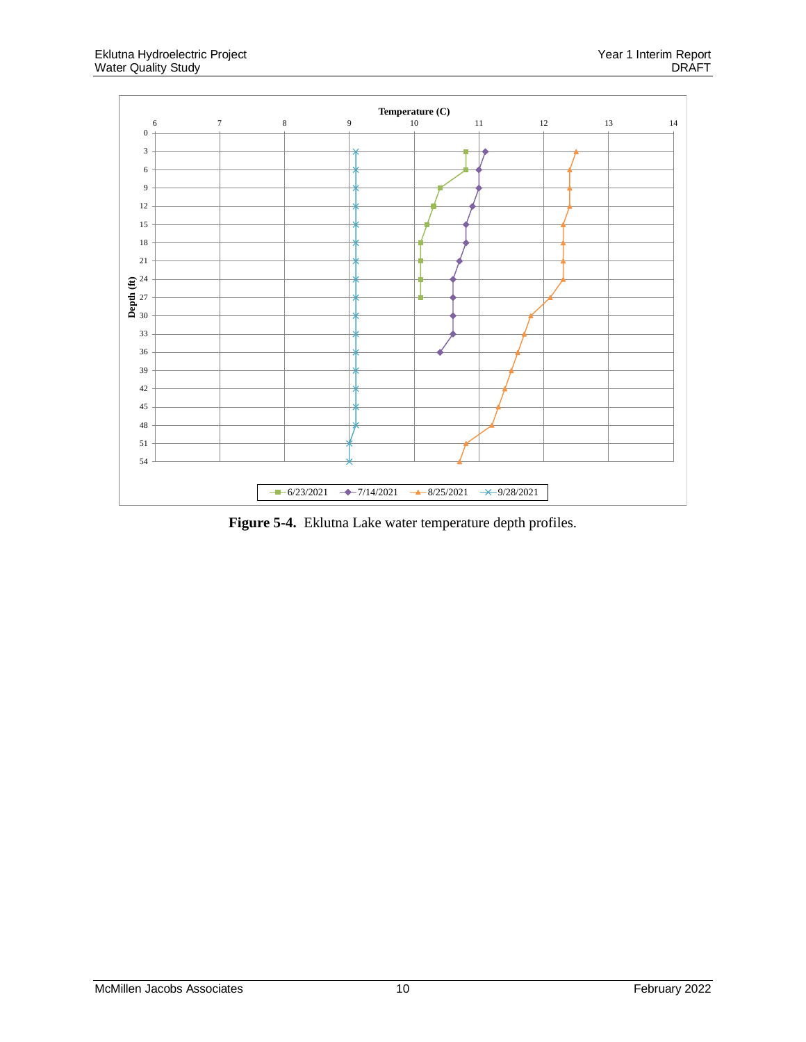Figure 5-4. Eklutna Lake water temperature depth profiles.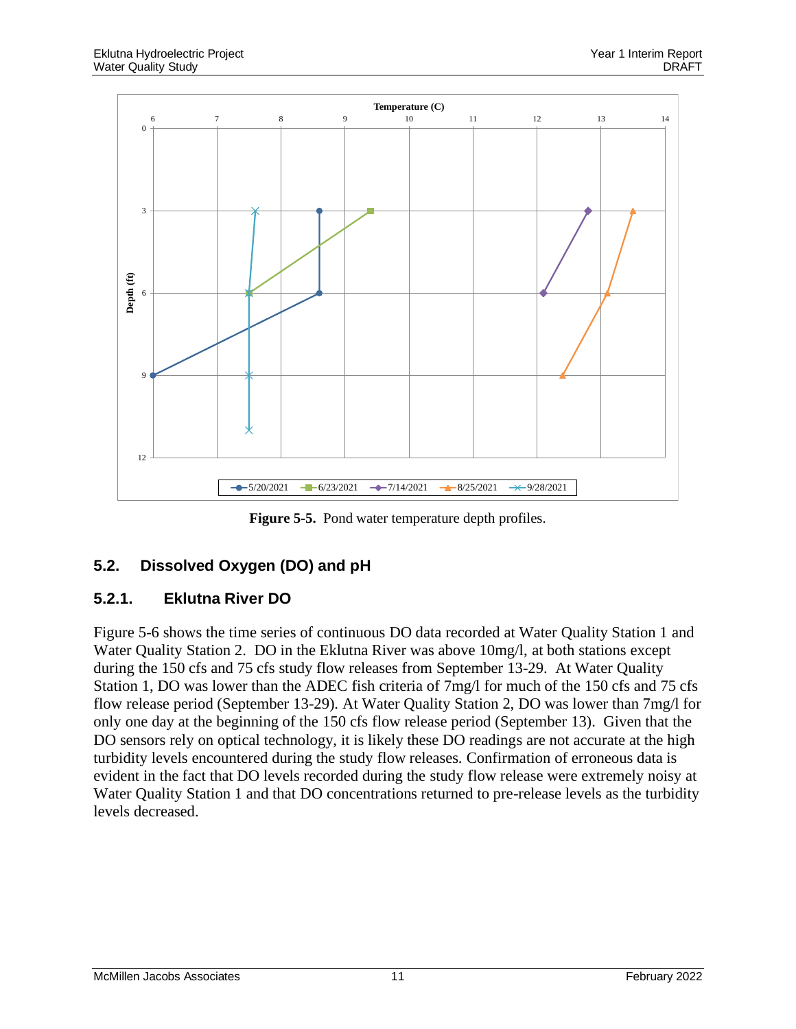**Figure 5-5.** Pond water temperature depth profiles.

## 5.2. Dissolved Oxygen (DO) and pH

### 5.2.1. Eklutna River DO

Figure 5-6 shows the time series of continuous DO data recorded at Water Quality Station 1 and Water Quality Station 2. DO in the Eklutna River was above 10mg/l, at both stations except during the 150 cfs and 75 cfs study flow releases from September 13-29. At Water Quality Station 1, DO was lower than the ADEC fish criteria of 7mg/l for much of the 150 cfs and 75 cfs flow release period (September 13-29). At Water Quality Station 2, DO was lower than 7mg/l for only one day at the beginning of the 150 cfs flow release period (September 13). Given that the DO sensors rely on optical technology, it is likely these DO readings are not accurate at the high turbidity levels encountered during the study flow releases. Confirmation of erroneous data is evident in the fact that DO levels recorded during the study flow release were extremely noisy at Water Quality Station 1 and that DO concentrations returned to pre-release levels as the turbidity levels decreased.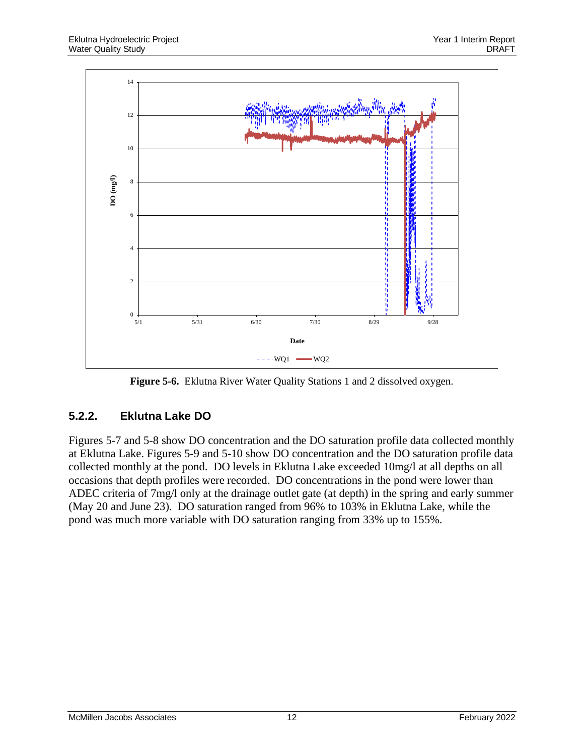Figure 5-6. Eklutna River Water Quality Stations 1 and 2 dissolved oxygen.

### 5.2.2. Eklutna Lake DO

Figures 5-7 and 5-8 show DO concentration and the DO saturation profile data collected monthly at Eklutna Lake. Figures 5-9 and 5-10 show DO concentration and the DO saturation profile data collected monthly at the pond. DO levels in Eklutna Lake exceeded 10mg/l at all depths on all occasions that depth profiles were recorded. DO concentrations in the pond were lower than ADEC criteria of 7mg/l only at the drainage outlet gate (at depth) in the spring and early summer (May 20 and June 23). DO saturation ranged from 96% to 103% in Eklutna Lake, while the pond was much more variable with DO saturation ranging from 33% up to 155%.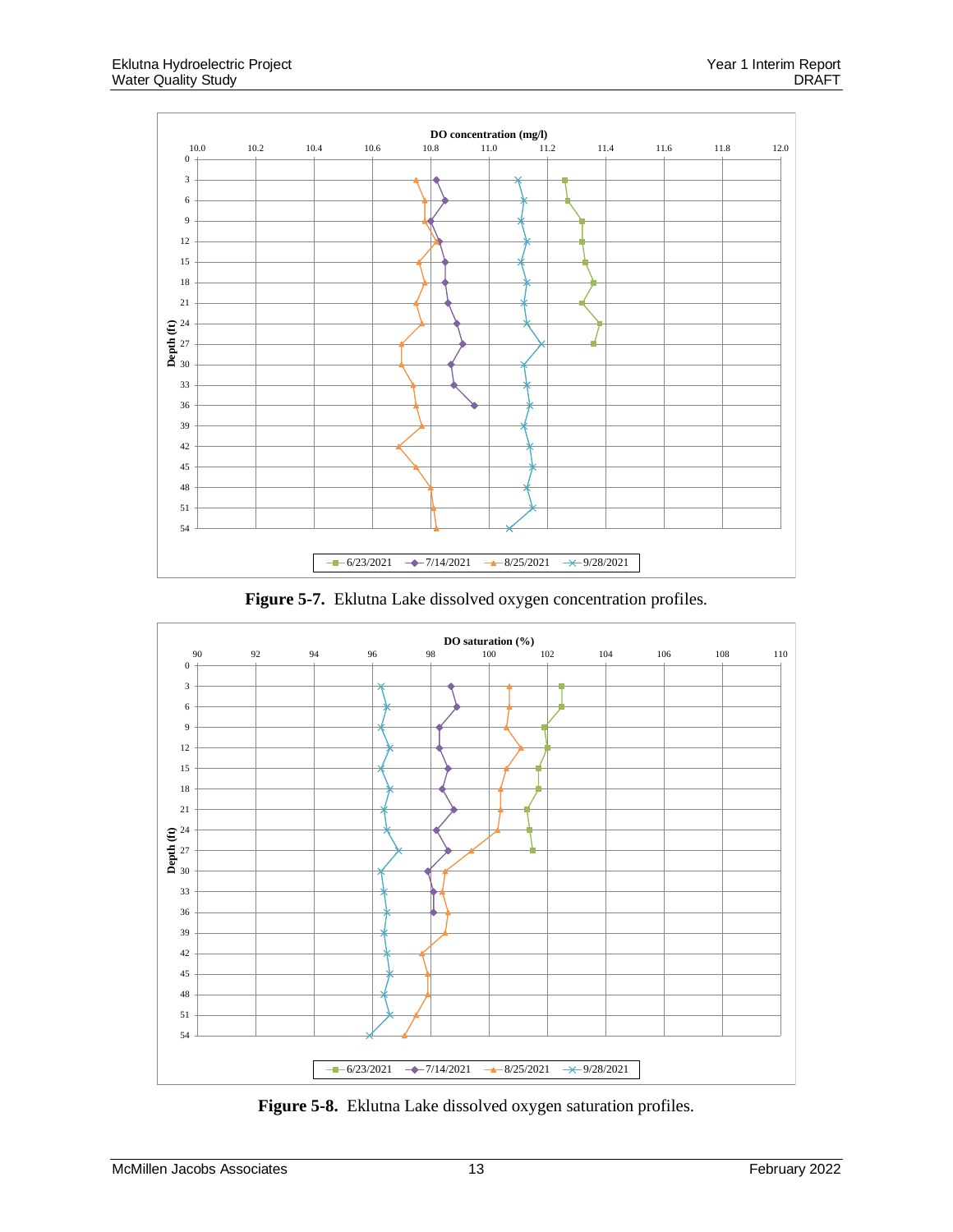**Figure 5-7.** Eklutna Lake dissolved oxygen concentration profiles.

**Figure 5-8.** Eklutna Lake dissolved oxygen saturation profiles.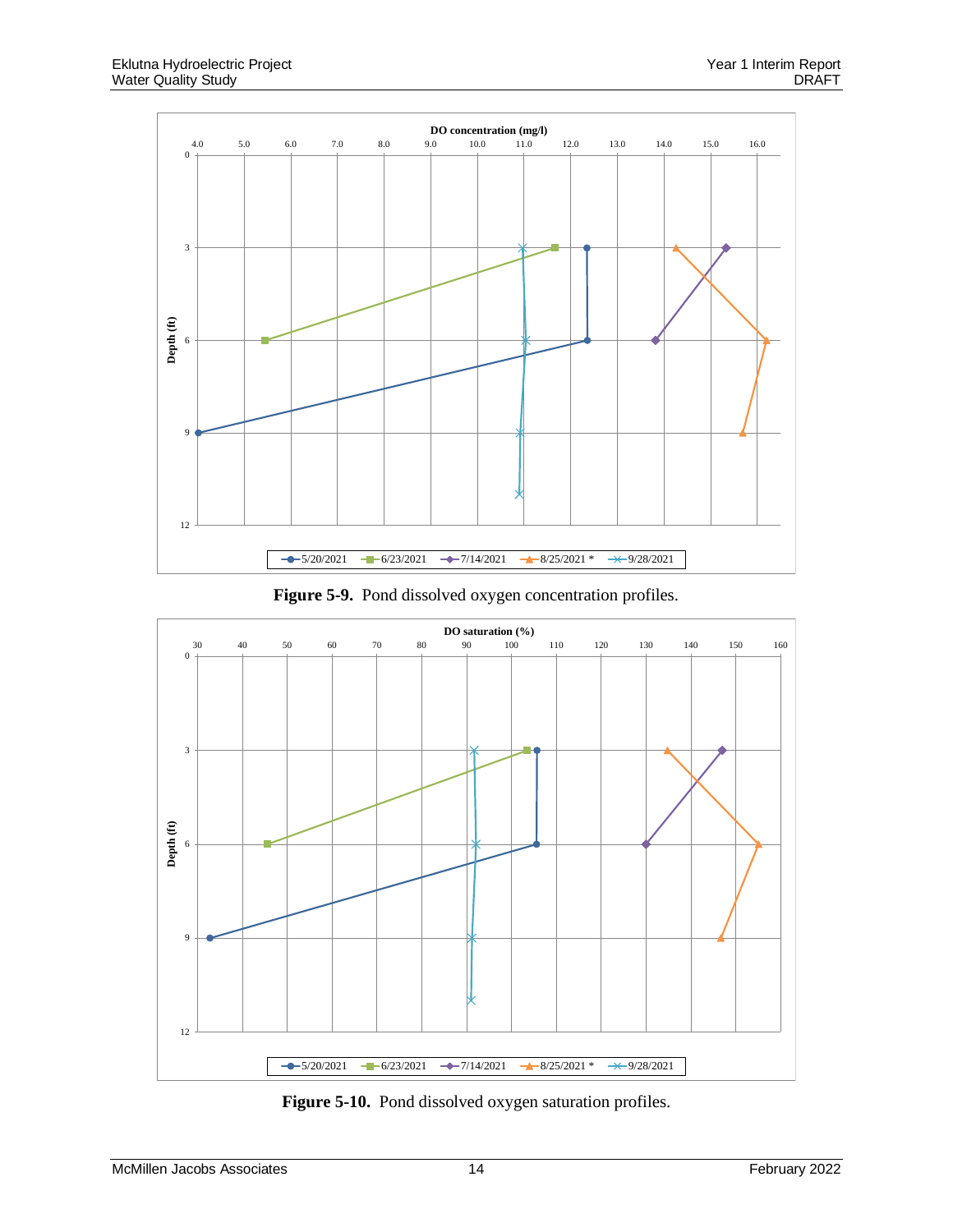Figure 5-9. Pond dissolved oxygen concentration profiles.

Figure 5-10. Pond dissolved oxygen saturation profiles.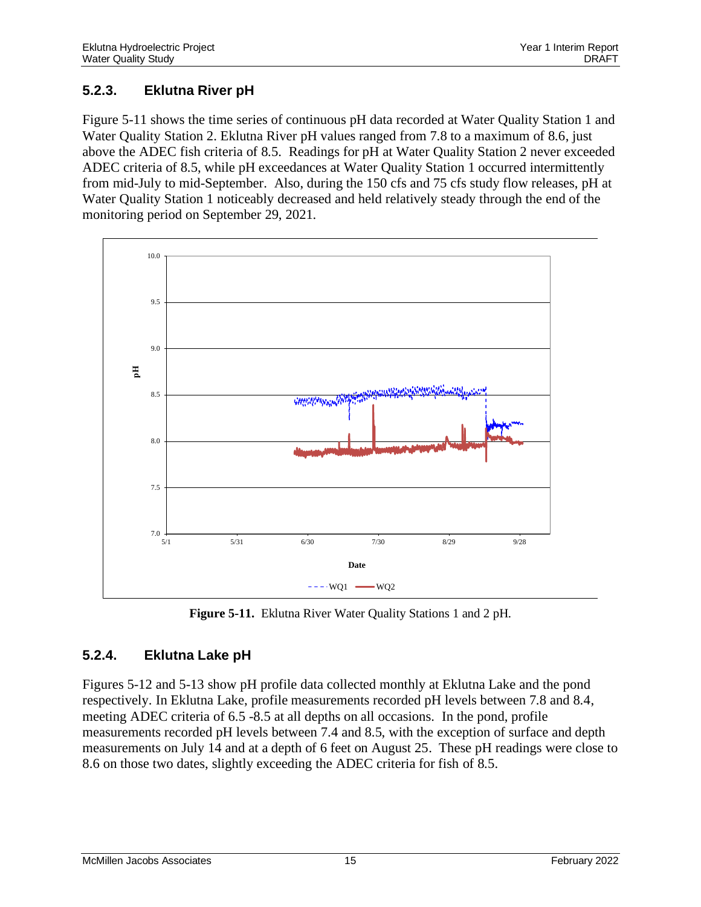### 5.2.3. Eklutna River pH

Figure 5-11 shows the time series of continuous pH data recorded at Water Quality Station 1 and Water Quality Station 2. Eklutna River pH values ranged from 7.8 to a maximum of 8.6, just above the ADEC fish criteria of 8.5. Readings for pH at Water Quality Station 2 never exceeded ADEC criteria of 8.5, while pH exceedances at Water Quality Station 1 occurred intermittently from mid-July to mid-September. Also, during the 150 cfs and 75 cfs study flow releases, pH at Water Quality Station 1 noticeably decreased and held relatively steady through the end of the monitoring period on September 29, 2021.

**Figure 5-11.** Eklutna River Water Quality Stations 1 and 2 pH.

### 5.2.4. Eklutna Lake pH

Figures 5-12 and 5-13 show pH profile data collected monthly at Eklutna Lake and the pond respectively. In Eklutna Lake, profile measurements recorded pH levels between 7.8 and 8.4, meeting ADEC criteria of 6.5 -8.5 at all depths on all occasions. In the pond, profile measurements recorded pH levels between 7.4 and 8.5, with the exception of surface and depth measurements on July 14 and at a depth of 6 feet on August 25. These pH readings were close to 8.6 on those two dates, slightly exceeding the ADEC criteria for fish of 8.5.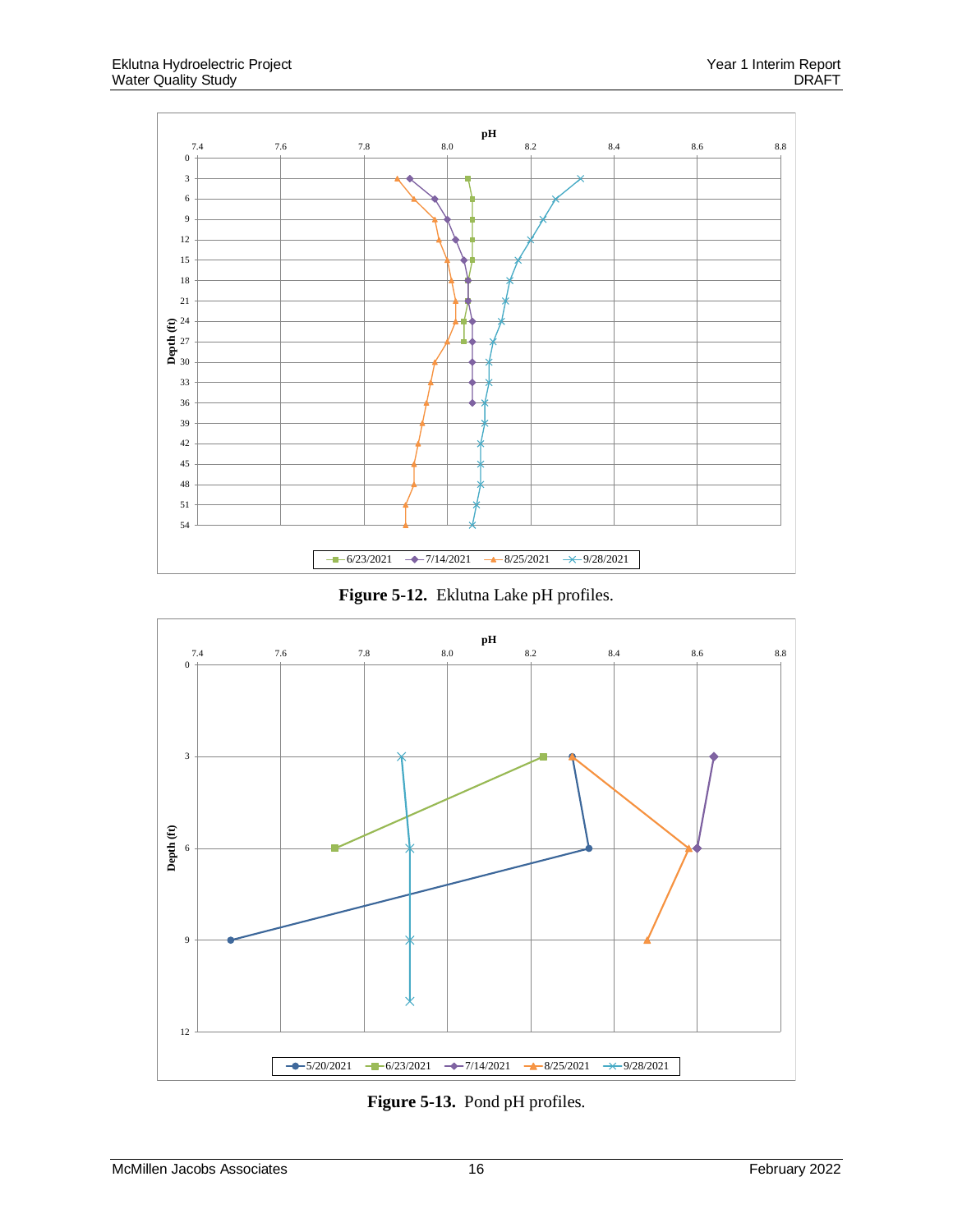Figure 5-12. Eklutna Lake pH profiles.

Figure 5-13. Pond pH profiles.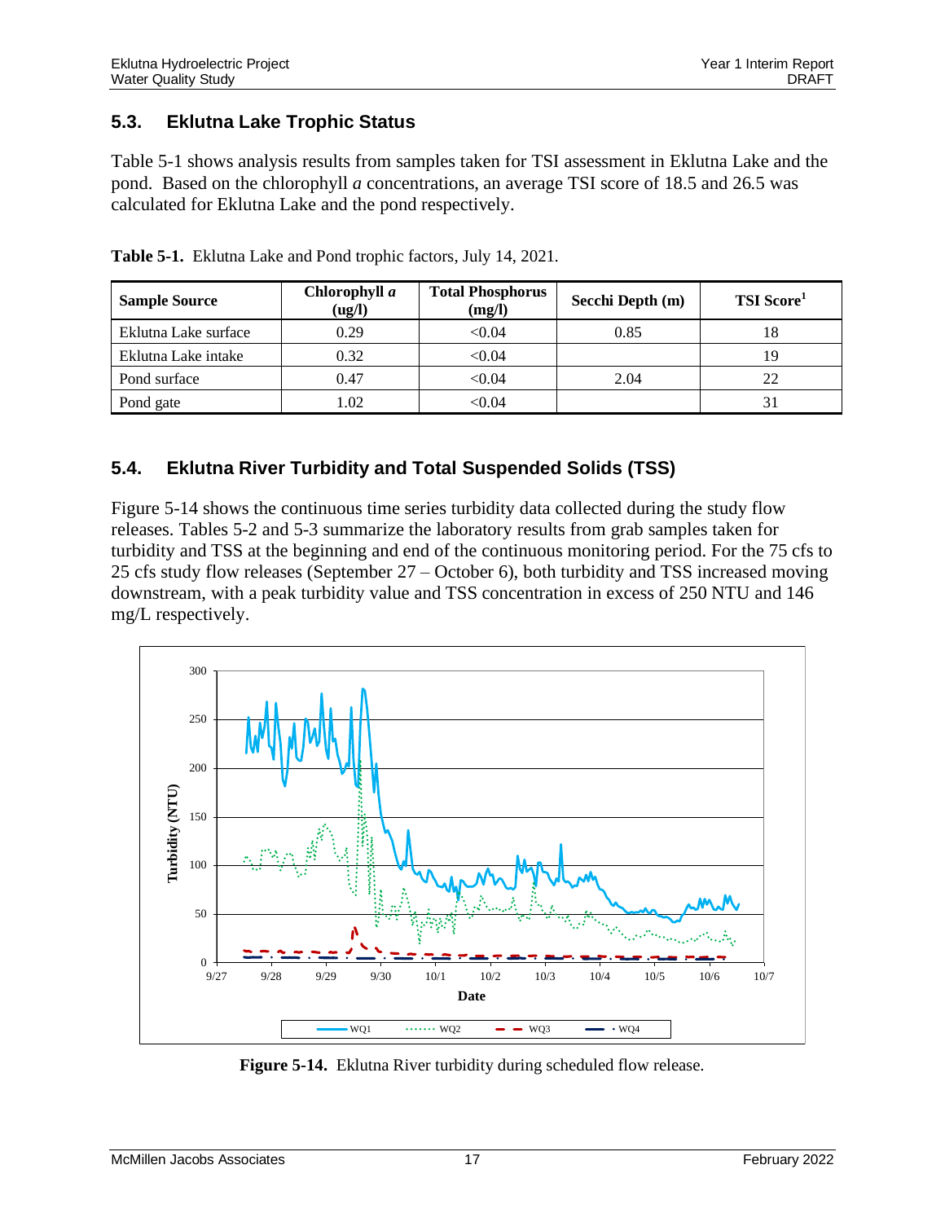## 5.3. Eklutna Lake Trophic Status

Table 5-1 shows analysis results from samples taken for TSI assessment in Eklutna Lake and the pond. Based on the chlorophyll *a* concentrations, an average TSI score of 18.5 and 26.5 was calculated for Eklutna Lake and the pond respectively.

**Table 5-1.** Eklutna Lake and Pond trophic factors, July 14, 2021.

| Sample Source | Chlorophyll *a* (ug/l) | Total Phosphorus (mg/l) | Secchi Depth (m) | TSI Score[1] |
|---|---|---|---|---|
| Eklutna Lake surface | 0.29 | <0.04 | 0.85 | 18 |
| Eklutna Lake intake | 0.32 | <0.04 | | 19 |
| Pond surface | 0.47 | <0.04 | 2.04 | 22 |
| Pond gate | 1.02 | <0.04 | | 31 |

## 5.4. Eklutna River Turbidity and Total Suspended Solids (TSS)

Figure 5-14 shows the continuous time series turbidity data collected during the study flow releases. Tables 5-2 and 5-3 summarize the laboratory results from grab samples taken for turbidity and TSS at the beginning and end of the continuous monitoring period. For the 75 cfs to 25 cfs study flow releases (September 27 – October 6), both turbidity and TSS increased moving downstream, with a peak turbidity value and TSS concentration in excess of 250 NTU and 146 mg/L respectively.

**Figure 5-14.** Eklutna River turbidity during scheduled flow release.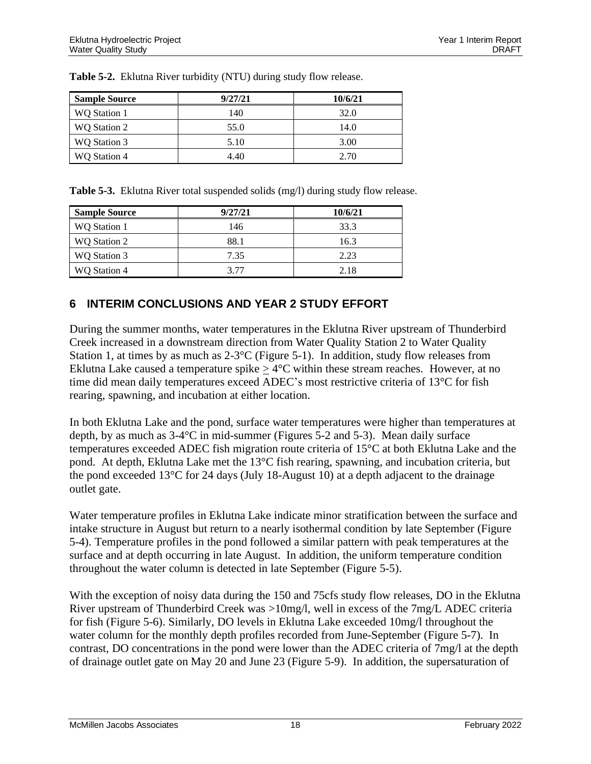**Table 5-2.** Eklutna River turbidity (NTU) during study flow release.

| Sample Source | 9/27/21 | 10/6/21 |
|---|---|---|
| WQ Station 1 | 140 | 32.0 |
| WQ Station 2 | 55.0 | 14.0 |
| WQ Station 3 | 5.10 | 3.00 |
| WQ Station 4 | 4.40 | 2.70 |

**Table 5-3.** Eklutna River total suspended solids (mg/l) during study flow release.

| Sample Source | 9/27/21 | 10/6/21 |
|---|---|---|
| WQ Station 1 | 146 | 33.3 |
| WQ Station 2 | 88.1 | 16.3 |
| WQ Station 3 | 7.35 | 2.23 |
| WQ Station 4 | 3.77 | 2.18 |

## 6 INTERIM CONCLUSIONS AND YEAR 2 STUDY EFFORT

During the summer months, water temperatures in the Eklutna River upstream of Thunderbird Creek increased in a downstream direction from Water Quality Station 2 to Water Quality Station 1, at times by as much as 2-3°C (Figure 5-1). In addition, study flow releases from Eklutna Lake caused a temperature spike $\geq$ 4°C within these stream reaches. However, at no time did mean daily temperatures exceed ADEC's most restrictive criteria of 13°C for fish rearing, spawning, and incubation at either location.

In both Eklutna Lake and the pond, surface water temperatures were higher than temperatures at depth, by as much as 3-4°C in mid-summer (Figures 5-2 and 5-3). Mean daily surface temperatures exceeded ADEC fish migration route criteria of 15°C at both Eklutna Lake and the pond. At depth, Eklutna Lake met the 13°C fish rearing, spawning, and incubation criteria, but the pond exceeded 13°C for 24 days (July 18-August 10) at a depth adjacent to the drainage outlet gate.

Water temperature profiles in Eklutna Lake indicate minor stratification between the surface and intake structure in August but return to a nearly isothermal condition by late September (Figure 5-4). Temperature profiles in the pond followed a similar pattern with peak temperatures at the surface and at depth occurring in late August. In addition, the uniform temperature condition throughout the water column is detected in late September (Figure 5-5).

With the exception of noisy data during the 150 and 75cfs study flow releases, DO in the Eklutna River upstream of Thunderbird Creek was >10mg/l, well in excess of the 7mg/L ADEC criteria for fish (Figure 5-6). Similarly, DO levels in Eklutna Lake exceeded 10mg/l throughout the water column for the monthly depth profiles recorded from June-September (Figure 5-7). In contrast, DO concentrations in the pond were lower than the ADEC criteria of 7mg/l at the depth of drainage outlet gate on May 20 and June 23 (Figure 5-9). In addition, the supersaturation of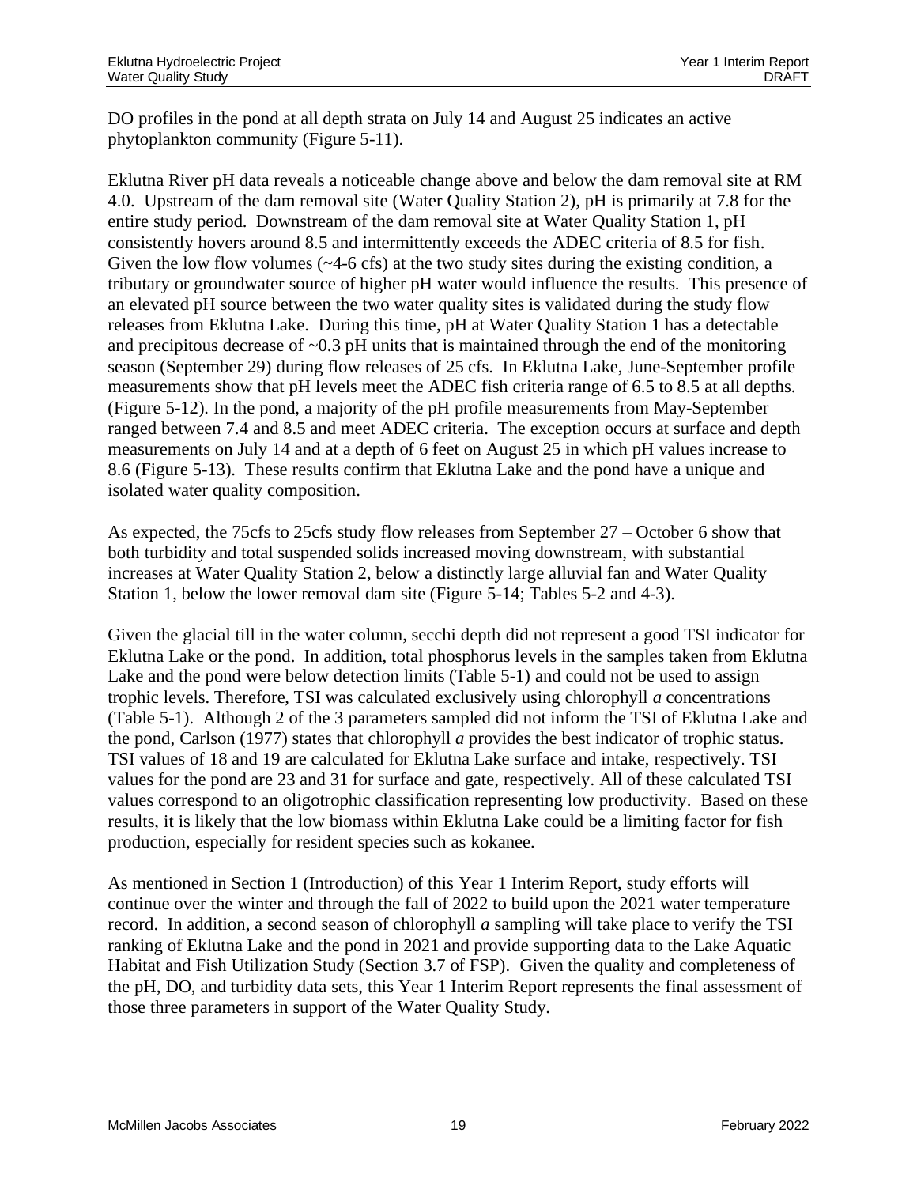DO profiles in the pond at all depth strata on July 14 and August 25 indicates an active phytoplankton community (Figure 5-11).

Eklutna River pH data reveals a noticeable change above and below the dam removal site at RM 4.0. Upstream of the dam removal site (Water Quality Station 2), pH is primarily at 7.8 for the entire study period. Downstream of the dam removal site at Water Quality Station 1, pH consistently hovers around 8.5 and intermittently exceeds the ADEC criteria of 8.5 for fish. Given the low flow volumes (~4-6 cfs) at the two study sites during the existing condition, a tributary or groundwater source of higher pH water would influence the results. This presence of an elevated pH source between the two water quality sites is validated during the study flow releases from Eklutna Lake. During this time, pH at Water Quality Station 1 has a detectable and precipitous decrease of ~0.3 pH units that is maintained through the end of the monitoring season (September 29) during flow releases of 25 cfs. In Eklutna Lake, June-September profile measurements show that pH levels meet the ADEC fish criteria range of 6.5 to 8.5 at all depths. (Figure 5-12). In the pond, a majority of the pH profile measurements from May-September ranged between 7.4 and 8.5 and meet ADEC criteria. The exception occurs at surface and depth measurements on July 14 and at a depth of 6 feet on August 25 in which pH values increase to 8.6 (Figure 5-13). These results confirm that Eklutna Lake and the pond have a unique and isolated water quality composition.

As expected, the 75cfs to 25cfs study flow releases from September 27 – October 6 show that both turbidity and total suspended solids increased moving downstream, with substantial increases at Water Quality Station 2, below a distinctly large alluvial fan and Water Quality Station 1, below the lower removal dam site (Figure 5-14; Tables 5-2 and 4-3).

Given the glacial till in the water column, secchi depth did not represent a good TSI indicator for Eklutna Lake or the pond. In addition, total phosphorus levels in the samples taken from Eklutna Lake and the pond were below detection limits (Table 5-1) and could not be used to assign trophic levels. Therefore, TSI was calculated exclusively using chlorophyll *a* concentrations (Table 5-1). Although 2 of the 3 parameters sampled did not inform the TSI of Eklutna Lake and the pond, Carlson (1977) states that chlorophyll *a* provides the best indicator of trophic status. TSI values of 18 and 19 are calculated for Eklutna Lake surface and intake, respectively. TSI values for the pond are 23 and 31 for surface and gate, respectively. All of these calculated TSI values correspond to an oligotrophic classification representing low productivity. Based on these results, it is likely that the low biomass within Eklutna Lake could be a limiting factor for fish production, especially for resident species such as kokanee.

As mentioned in Section 1 (Introduction) of this Year 1 Interim Report, study efforts will continue over the winter and through the fall of 2022 to build upon the 2021 water temperature record. In addition, a second season of chlorophyll *a* sampling will take place to verify the TSI ranking of Eklutna Lake and the pond in 2021 and provide supporting data to the Lake Aquatic Habitat and Fish Utilization Study (Section 3.7 of FSP). Given the quality and completeness of the pH, DO, and turbidity data sets, this Year 1 Interim Report represents the final assessment of those three parameters in support of the Water Quality Study.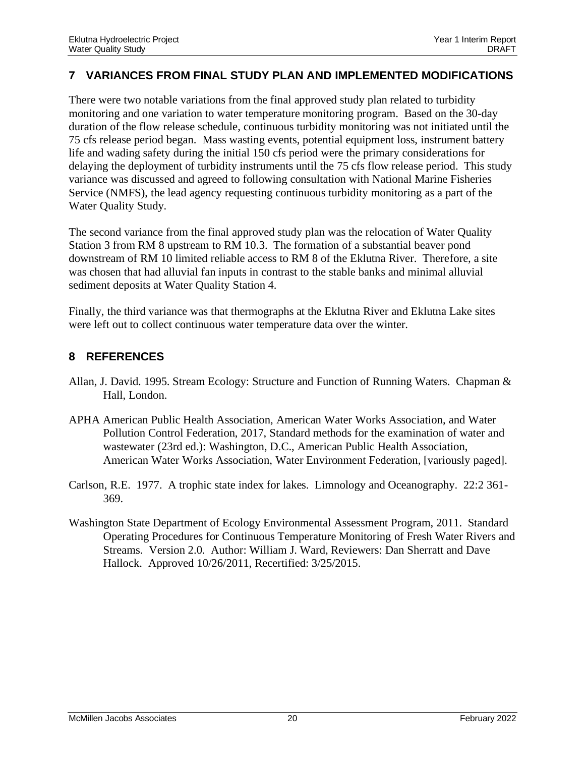## 7 VARIANCES FROM FINAL STUDY PLAN AND IMPLEMENTED MODIFICATIONS

There were two notable variations from the final approved study plan related to turbidity monitoring and one variation to water temperature monitoring program. Based on the 30-day duration of the flow release schedule, continuous turbidity monitoring was not initiated until the 75 cfs release period began. Mass wasting events, potential equipment loss, instrument battery life and wading safety during the initial 150 cfs period were the primary considerations for delaying the deployment of turbidity instruments until the 75 cfs flow release period. This study variance was discussed and agreed to following consultation with National Marine Fisheries Service (NMFS), the lead agency requesting continuous turbidity monitoring as a part of the Water Quality Study.

The second variance from the final approved study plan was the relocation of Water Quality Station 3 from RM 8 upstream to RM 10.3. The formation of a substantial beaver pond downstream of RM 10 limited reliable access to RM 8 of the Eklutna River. Therefore, a site was chosen that had alluvial fan inputs in contrast to the stable banks and minimal alluvial sediment deposits at Water Quality Station 4.

Finally, the third variance was that thermographs at the Eklutna River and Eklutna Lake sites were left out to collect continuous water temperature data over the winter.

## 8 REFERENCES

Allan, J. David. 1995. Stream Ecology: Structure and Function of Running Waters. Chapman & Hall, London.

APHA American Public Health Association, American Water Works Association, and Water Pollution Control Federation, 2017, Standard methods for the examination of water and wastewater (23rd ed.): Washington, D.C., American Public Health Association, American Water Works Association, Water Environment Federation, [variously paged].

Carlson, R.E. 1977. A trophic state index for lakes. Limnology and Oceanography. 22:2 361-369.

Washington State Department of Ecology Environmental Assessment Program, 2011. Standard Operating Procedures for Continuous Temperature Monitoring of Fresh Water Rivers and Streams. Version 2.0. Author: William J. Ward, Reviewers: Dan Sherratt and Dave Hallock. Approved 10/26/2011, Recertified: 3/25/2015.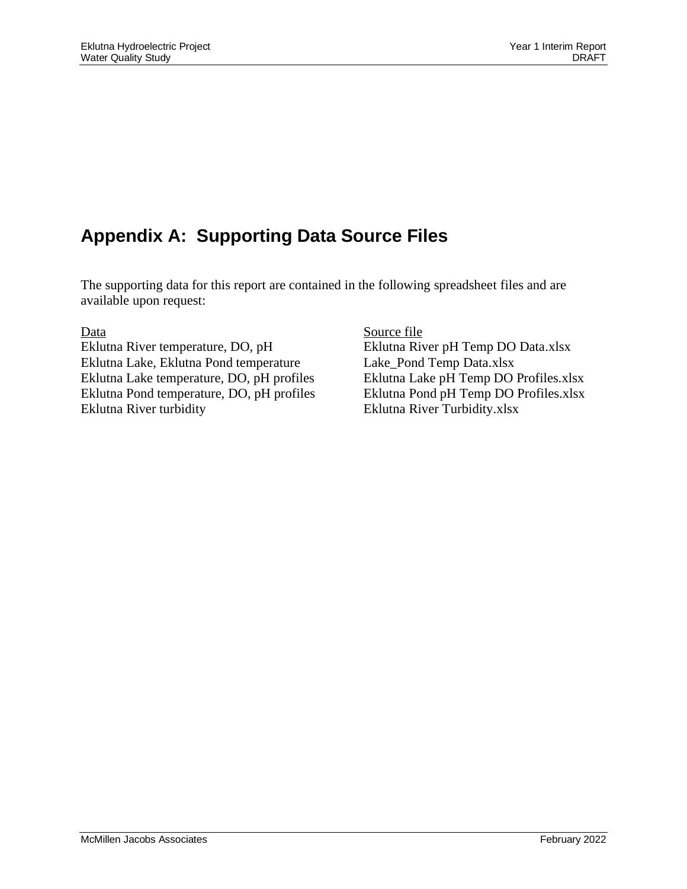# Appendix A: Supporting Data Source Files

The supporting data for this report are contained in the following spreadsheet files and are available upon request:

| Data | Source file |
|---|---|
| Eklutna River temperature, DO, pH | Eklutna River pH Temp DO Data.xlsx |
| Eklutna Lake, Eklutna Pond temperature | Lake_Pond Temp Data.xlsx |
| Eklutna Lake temperature, DO, pH profiles | Eklutna Lake pH Temp DO Profiles.xlsx |
| Eklutna Pond temperature, DO, pH profiles | Eklutna Pond pH Temp DO Profiles.xlsx |
| Eklutna River turbidity | Eklutna River Turbidity.xlsx |